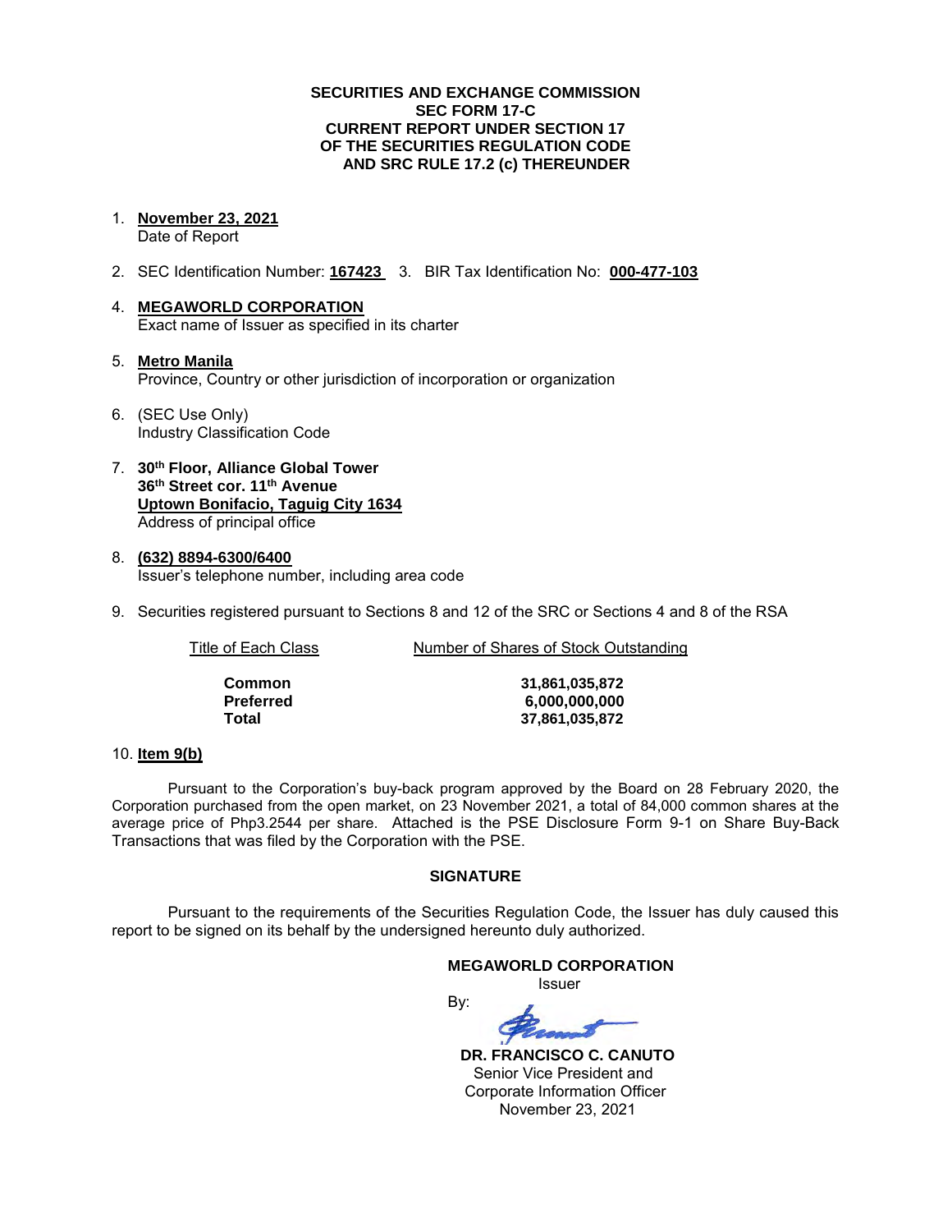**SECURITIES AND EXCHANGE COMMISSION**
**SEC FORM 17-C**
**CURRENT REPORT UNDER SECTION 17**
**OF THE SECURITIES REGULATION CODE**
**AND SRC RULE 17.2 (c) THEREUNDER**

1. **November 23, 2021**
   Date of Report

2. SEC Identification Number: **167423** 3. BIR Tax Identification No: **000-477-103**

4. **MEGAWORLD CORPORATION**
   Exact name of Issuer as specified in its charter

5. **Metro Manila**
   Province, Country or other jurisdiction of incorporation or organization

6. (SEC Use Only)
   Industry Classification Code

7. **30th Floor, Alliance Global Tower**
   **36th Street cor. 11th Avenue**
   **Uptown Bonifacio, Taguig City 1634**
   Address of principal office

8. **(632) 8894-6300/6400**
   Issuer's telephone number, including area code

9. Securities registered pursuant to Sections 8 and 12 of the SRC or Sections 4 and 8 of the RSA

| Title of Each Class | Number of Shares of Stock Outstanding |
|---|---|
| **Common** | **31,861,035,872** |
| **Preferred** | **6,000,000,000** |
| **Total** | **37,861,035,872** |

10. **Item 9(b)**

Pursuant to the Corporation's buy-back program approved by the Board on 28 February 2020, the Corporation purchased from the open market, on 23 November 2021, a total of 84,000 common shares at the average price of Php3.2544 per share. Attached is the PSE Disclosure Form 9-1 on Share Buy-Back Transactions that was filed by the Corporation with the PSE.

**SIGNATURE**

Pursuant to the requirements of the Securities Regulation Code, the Issuer has duly caused this report to be signed on its behalf by the undersigned hereunto duly authorized.

**MEGAWORLD CORPORATION**
Issuer

By:

**DR. FRANCISCO C. CANUTO**
Senior Vice President and
Corporate Information Officer
November 23, 2021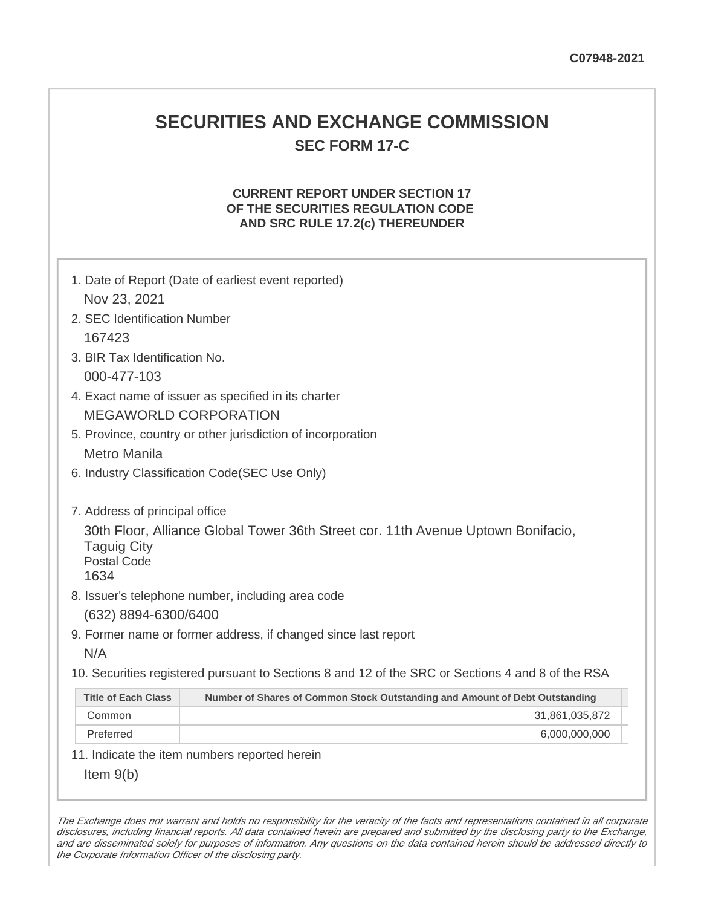C07948-2021

# SECURITIES AND EXCHANGE COMMISSION

## SEC FORM 17-C

### CURRENT REPORT UNDER SECTION 17 OF THE SECURITIES REGULATION CODE AND SRC RULE 17.2(c) THEREUNDER

1. Date of Report (Date of earliest event reported)
   Nov 23, 2021
2. SEC Identification Number
   167423
3. BIR Tax Identification No.
   000-477-103
4. Exact name of issuer as specified in its charter
   MEGAWORLD CORPORATION
5. Province, country or other jurisdiction of incorporation
   Metro Manila
6. Industry Classification Code(SEC Use Only)

7. Address of principal office
   30th Floor, Alliance Global Tower 36th Street cor. 11th Avenue Uptown Bonifacio, Taguig City
   Postal Code
   1634
8. Issuer's telephone number, including area code
   (632) 8894-6300/6400
9. Former name or former address, if changed since last report
   N/A
10. Securities registered pursuant to Sections 8 and 12 of the SRC or Sections 4 and 8 of the RSA

| Title of Each Class | Number of Shares of Common Stock Outstanding and Amount of Debt Outstanding |
|---|---|
| Common | 31,861,035,872 |
| Preferred | 6,000,000,000 |

11. Indicate the item numbers reported herein
    Item 9(b)

*The Exchange does not warrant and holds no responsibility for the veracity of the facts and representations contained in all corporate disclosures, including financial reports. All data contained herein are prepared and submitted by the disclosing party to the Exchange, and are disseminated solely for purposes of information. Any questions on the data contained herein should be addressed directly to the Corporate Information Officer of the disclosing party.*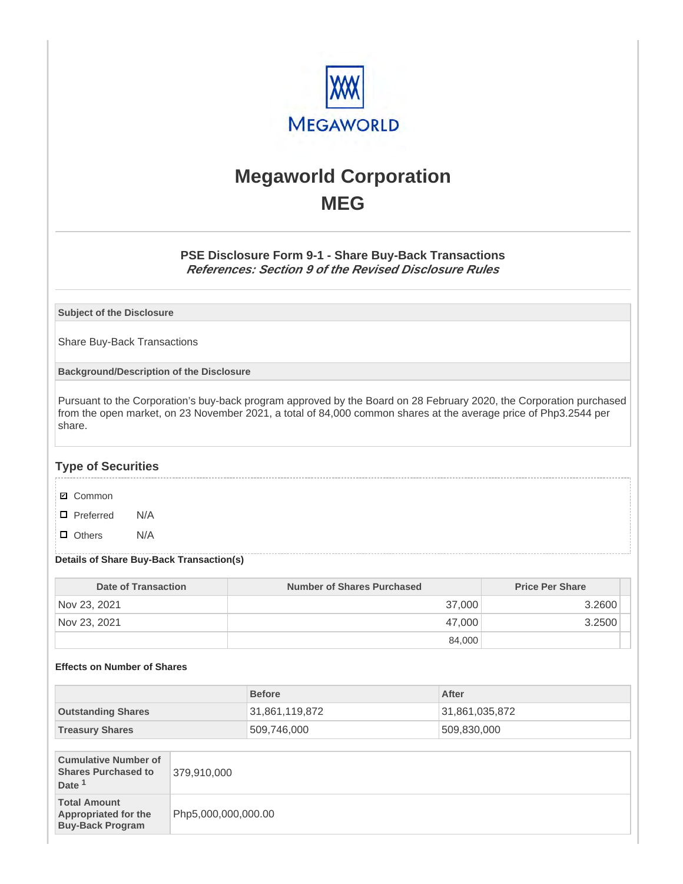# Megaworld Corporation
# MEG

### PSE Disclosure Form 9-1 - Share Buy-Back Transactions
***References: Section 9 of the Revised Disclosure Rules***

**Subject of the Disclosure**

Share Buy-Back Transactions

**Background/Description of the Disclosure**

Pursuant to the Corporation's buy-back program approved by the Board on 28 February 2020, the Corporation purchased from the open market, on 23 November 2021, a total of 84,000 common shares at the average price of Php3.2544 per share.

## Type of Securities

- ☑ Common
- ☐ Preferred N/A
- ☐ Others N/A

**Details of Share Buy-Back Transaction(s)**

| Date of Transaction | Number of Shares Purchased | Price Per Share |
|---|---|---|
| Nov 23, 2021 | 37,000 | 3.2600 |
| Nov 23, 2021 | 47,000 | 3.2500 |
| | 84,000 | |

**Effects on Number of Shares**

| | Before | After |
|---|---|---|
| **Outstanding Shares** | 31,861,119,872 | 31,861,035,872 |
| **Treasury Shares** | 509,746,000 | 509,830,000 |

| | |
|---|---|
| **Cumulative Number of Shares Purchased to Date [1]** | 379,910,000 |
| **Total Amount Appropriated for the Buy-Back Program** | Php5,000,000,000.00 |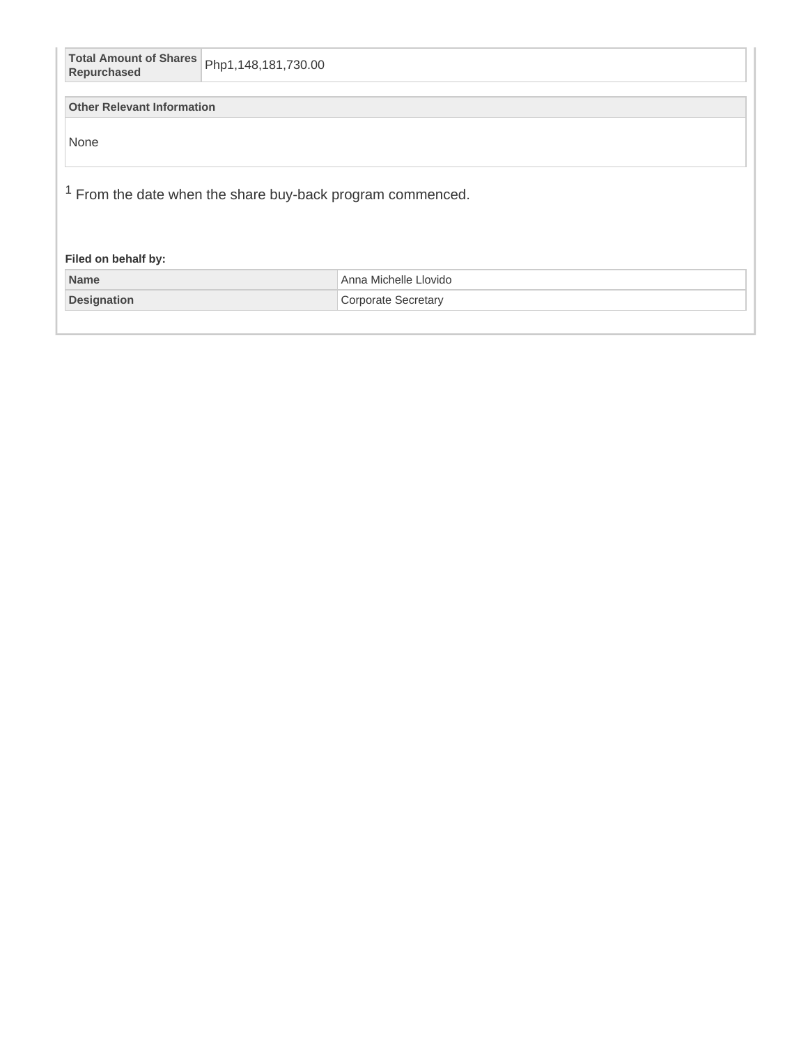| | |
|---|---|
| **Total Amount of Shares Repurchased** | Php1,148,181,730.00 |

| **Other Relevant Information** |
|---|
| None |

[1] From the date when the share buy-back program commenced.

**Filed on behalf by:**

| | |
|---|---|
| **Name** | Anna Michelle Llovido |
| **Designation** | Corporate Secretary |